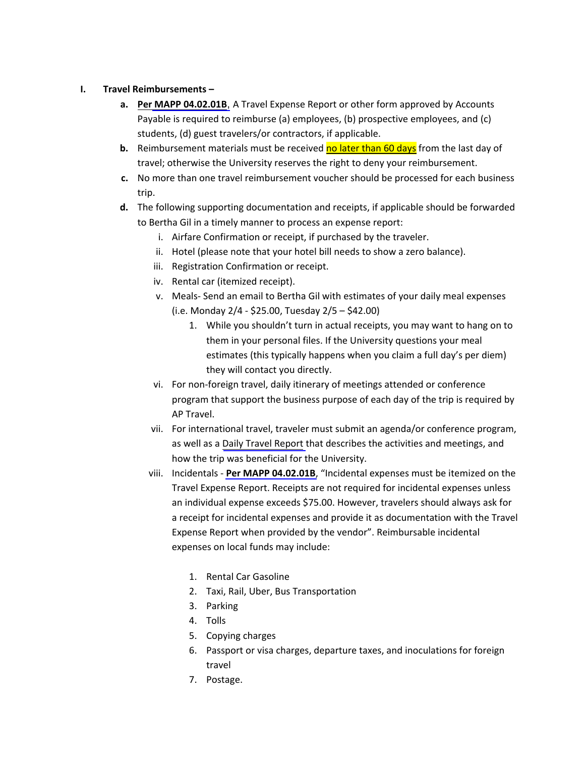I. **Travel Reimbursements –**

   a. **Per MAPP 04.02.01B**, A Travel Expense Report or other form approved by Accounts Payable is required to reimburse (a) employees, (b) prospective employees, and (c) students, (d) guest travelers/or contractors, if applicable.

   b. Reimbursement materials must be received no later than 60 days from the last day of travel; otherwise the University reserves the right to deny your reimbursement.

   c. No more than one travel reimbursement voucher should be processed for each business trip.

   d. The following supporting documentation and receipts, if applicable should be forwarded to Bertha Gil in a timely manner to process an expense report:

      i. Airfare Confirmation or receipt, if purchased by the traveler.

      ii. Hotel (please note that your hotel bill needs to show a zero balance).

      iii. Registration Confirmation or receipt.

      iv. Rental car (itemized receipt).

      v. Meals- Send an email to Bertha Gil with estimates of your daily meal expenses (i.e. Monday 2/4 - $25.00, Tuesday 2/5 – $42.00)

         1. While you shouldn't turn in actual receipts, you may want to hang on to them in your personal files. If the University questions your meal estimates (this typically happens when you claim a full day's per diem) they will contact you directly.

      vi. For non-foreign travel, daily itinerary of meetings attended or conference program that support the business purpose of each day of the trip is required by AP Travel.

      vii. For international travel, traveler must submit an agenda/or conference program, as well as a Daily Travel Report that describes the activities and meetings, and how the trip was beneficial for the University.

      viii. Incidentals - **Per MAPP 04.02.01B**, "Incidental expenses must be itemized on the Travel Expense Report. Receipts are not required for incidental expenses unless an individual expense exceeds $75.00. However, travelers should always ask for a receipt for incidental expenses and provide it as documentation with the Travel Expense Report when provided by the vendor". Reimbursable incidental expenses on local funds may include:

         1. Rental Car Gasoline
         2. Taxi, Rail, Uber, Bus Transportation
         3. Parking
         4. Tolls
         5. Copying charges
         6. Passport or visa charges, departure taxes, and inoculations for foreign travel
         7. Postage.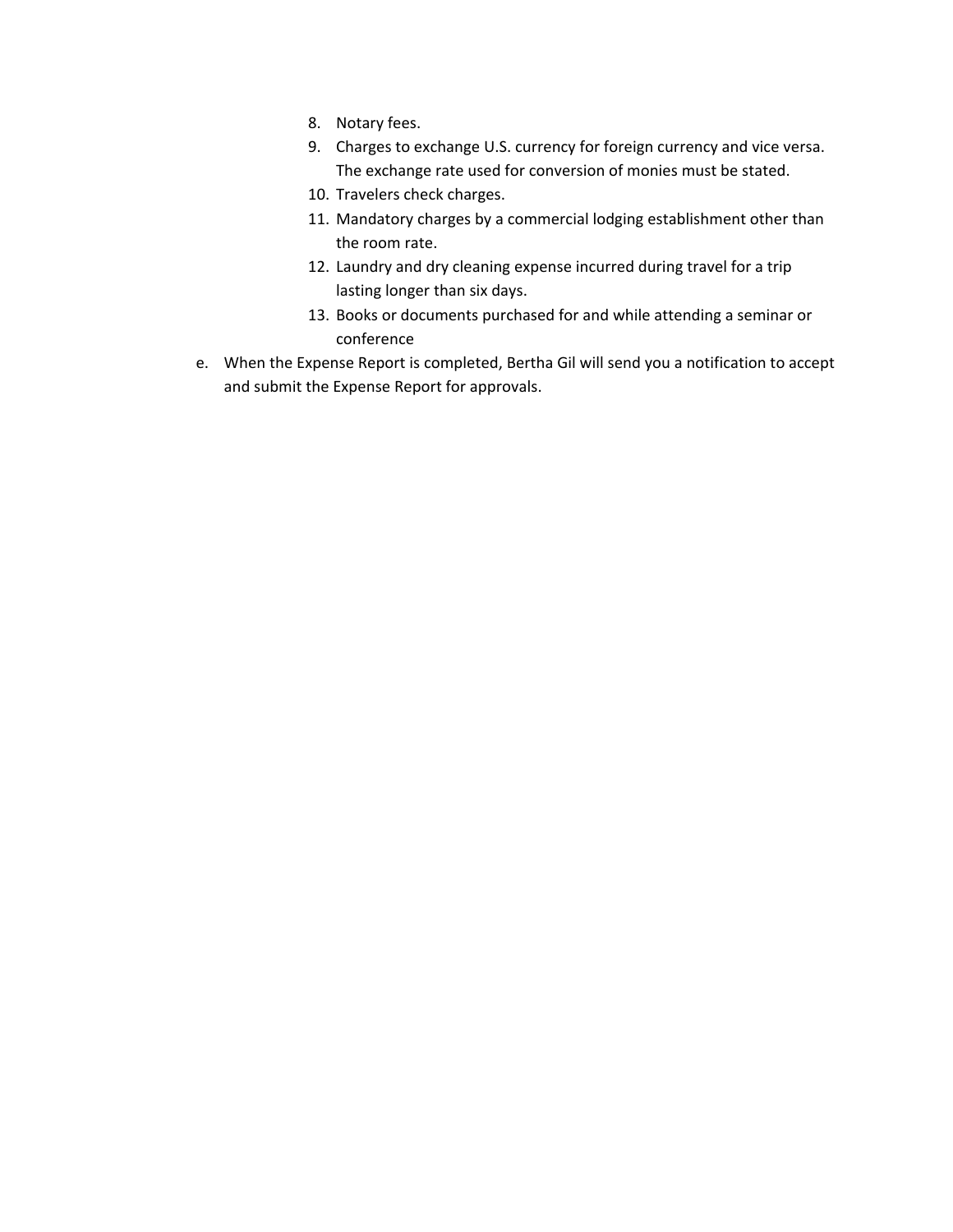8. Notary fees.
9. Charges to exchange U.S. currency for foreign currency and vice versa. The exchange rate used for conversion of monies must be stated.
10. Travelers check charges.
11. Mandatory charges by a commercial lodging establishment other than the room rate.
12. Laundry and dry cleaning expense incurred during travel for a trip lasting longer than six days.
13. Books or documents purchased for and while attending a seminar or conference

e. When the Expense Report is completed, Bertha Gil will send you a notification to accept and submit the Expense Report for approvals.